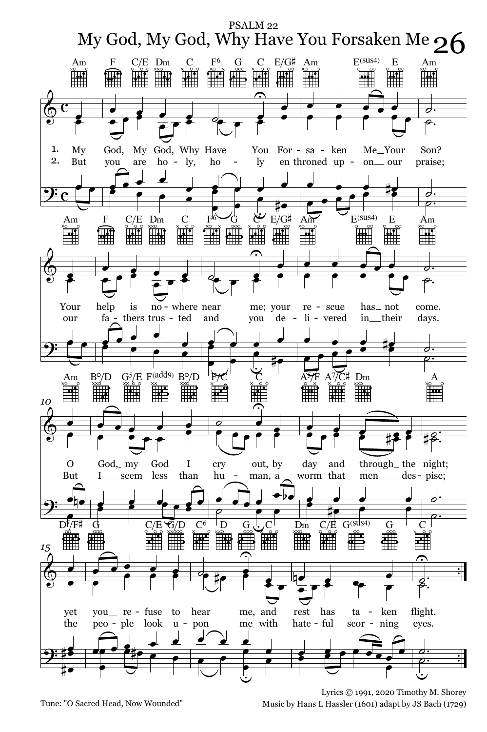PSALM 22

# My God, My God, Why Have You Forsaken Me

1. My God, My God, Why Have You Forsaken Me—Your Son? Your help is nowhere near me; your rescue has not come. O God, my God I cry out, by day and through the night; yet you refuse to hear me, and rest has taken flight.

2. But you are holy, holy enthroned upon our praise; our fathers trusted and you delivered in their days. But I seem less than human, a worm that men despise; the people look upon me with hateful scorning eyes.

Lyrics © 1991, 2020 Timothy M. Shorey

Tune: "O Sacred Head, Now Wounded"

Music by Hans L Hassler (1601) adapt by JS Bach (1729)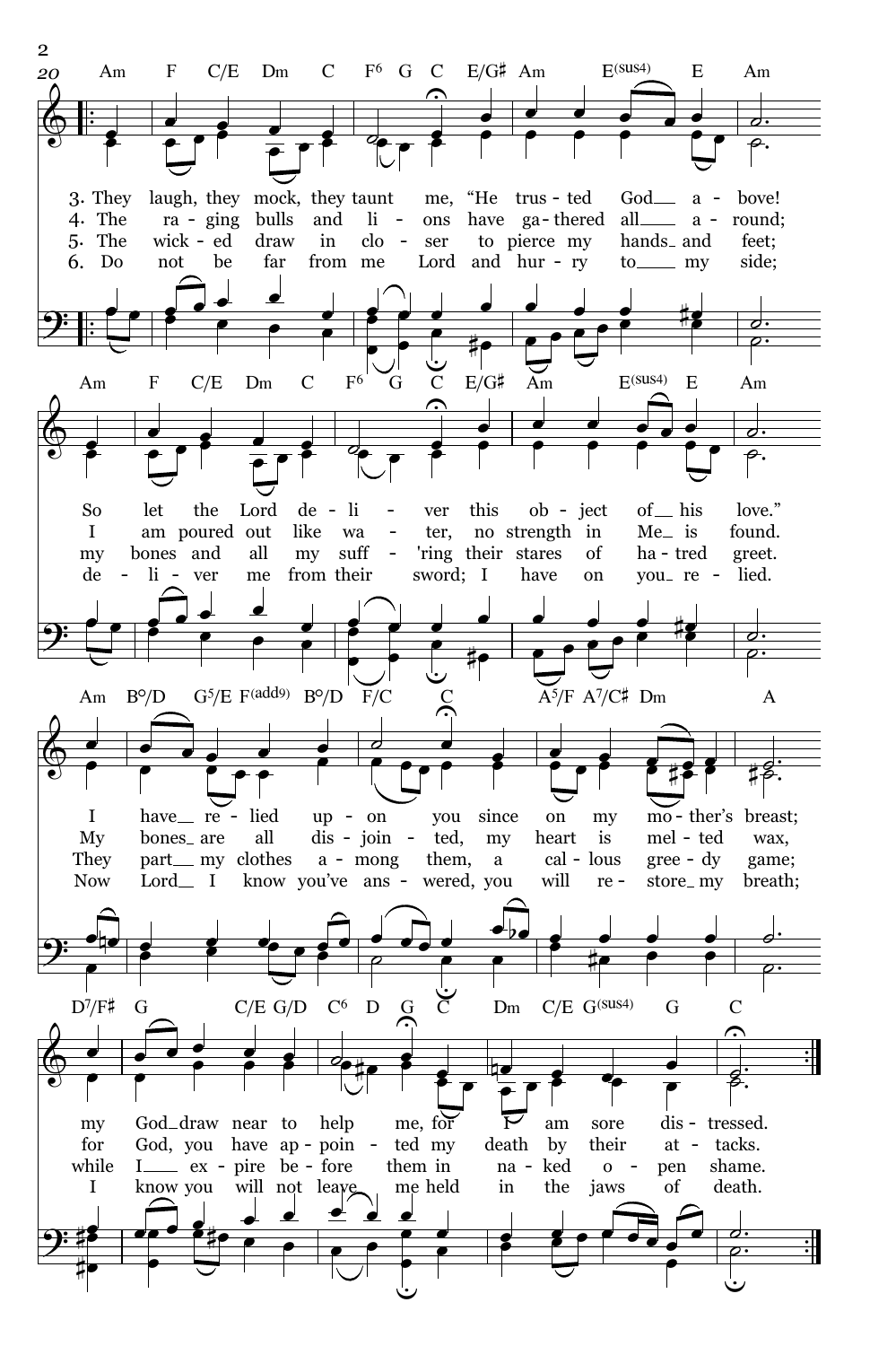3. They laugh, they mock, they taunt me, "He trusted God above!
So let the Lord deliver this object of his love."
I have relied upon you since on my mother's breast;
my God draw near to help me, for I am sore distressed.

4. The raging bulls and lions have gathered all around;
I am poured out like water, no strength in Me is found.
My bones are all disjointed, my heart is melted wax,
for God, you have appointed my death by their attacks.

5. The wicked draw in closer to pierce my hands and feet;
my bones and all my suff'ring their stares of hatred greet.
They part my clothes among them, a callous greedy game;
while I expire before them in naked open shame.

6. Do not be far from me Lord and hurry to my side;
deliver me from their sword; I have on you relied.
Now Lord I know you've answered, you will restore my breath;
I know you will not leave me held in the jaws of death.